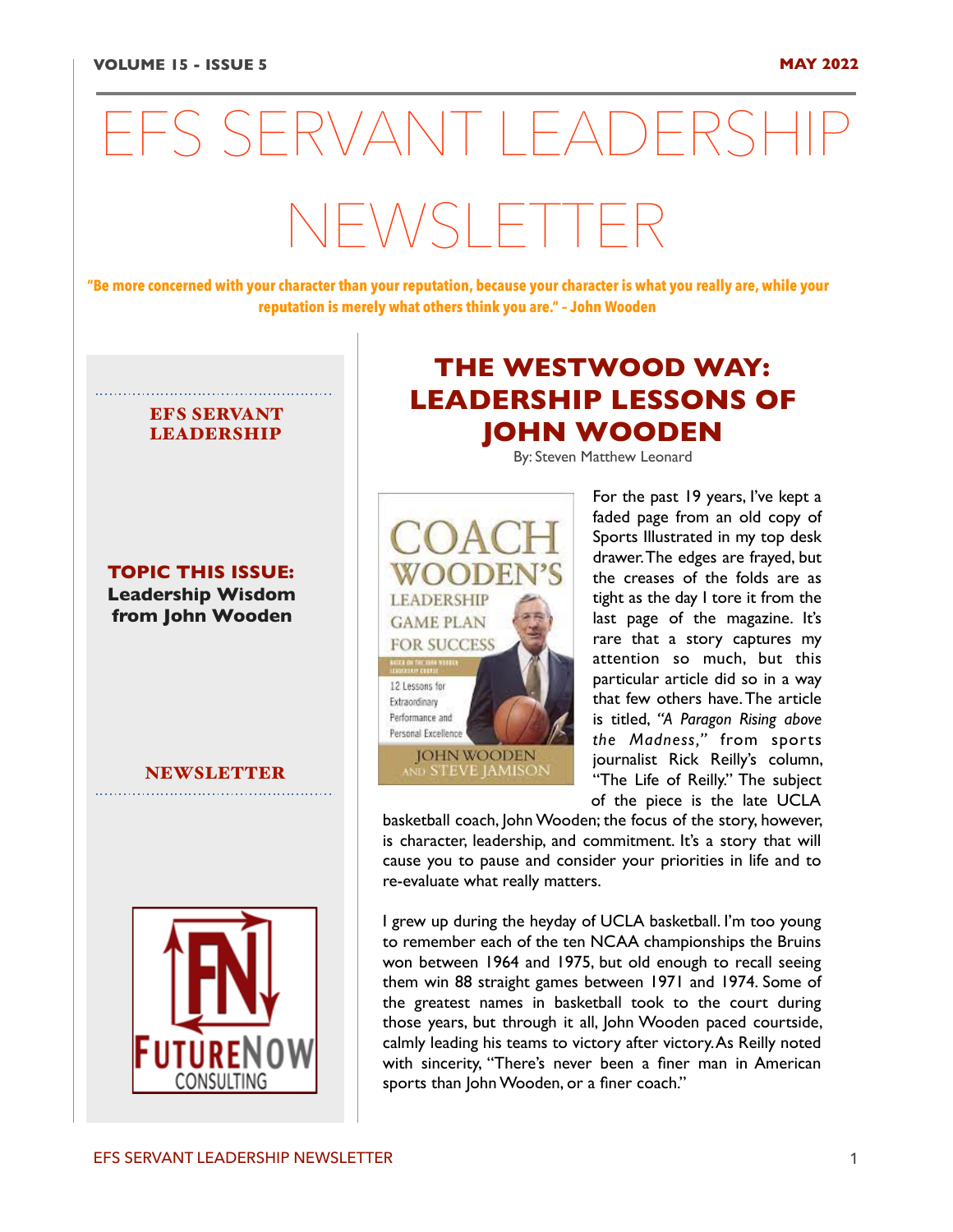# EFS SERVANT LEADERSHIP NEWSLETTER

**"Be more concerned with your character than your reputation, because your character is what you really are, while your reputation is merely what others think you are." – John Wooden**

**EFS SERVANT LEADERSHIP**

**TOPIC THIS ISSUE:**
**Leadership Wisdom from John Wooden**

**NEWSLETTER**

## THE WESTWOOD WAY: LEADERSHIP LESSONS OF JOHN WOODEN

By: Steven Matthew Leonard

For the past 19 years, I've kept a faded page from an old copy of Sports Illustrated in my top desk drawer. The edges are frayed, but the creases of the folds are as tight as the day I tore it from the last page of the magazine. It's rare that a story captures my attention so much, but this particular article did so in a way that few others have. The article is titled, *"A Paragon Rising above the Madness,"* from sports journalist Rick Reilly's column, "The Life of Reilly." The subject of the piece is the late UCLA basketball coach, John Wooden; the focus of the story, however, is character, leadership, and commitment. It's a story that will cause you to pause and consider your priorities in life and to re-evaluate what really matters.

I grew up during the heyday of UCLA basketball. I'm too young to remember each of the ten NCAA championships the Bruins won between 1964 and 1975, but old enough to recall seeing them win 88 straight games between 1971 and 1974. Some of the greatest names in basketball took to the court during those years, but through it all, John Wooden paced courtside, calmly leading his teams to victory after victory. As Reilly noted with sincerity, "There's never been a finer man in American sports than John Wooden, or a finer coach."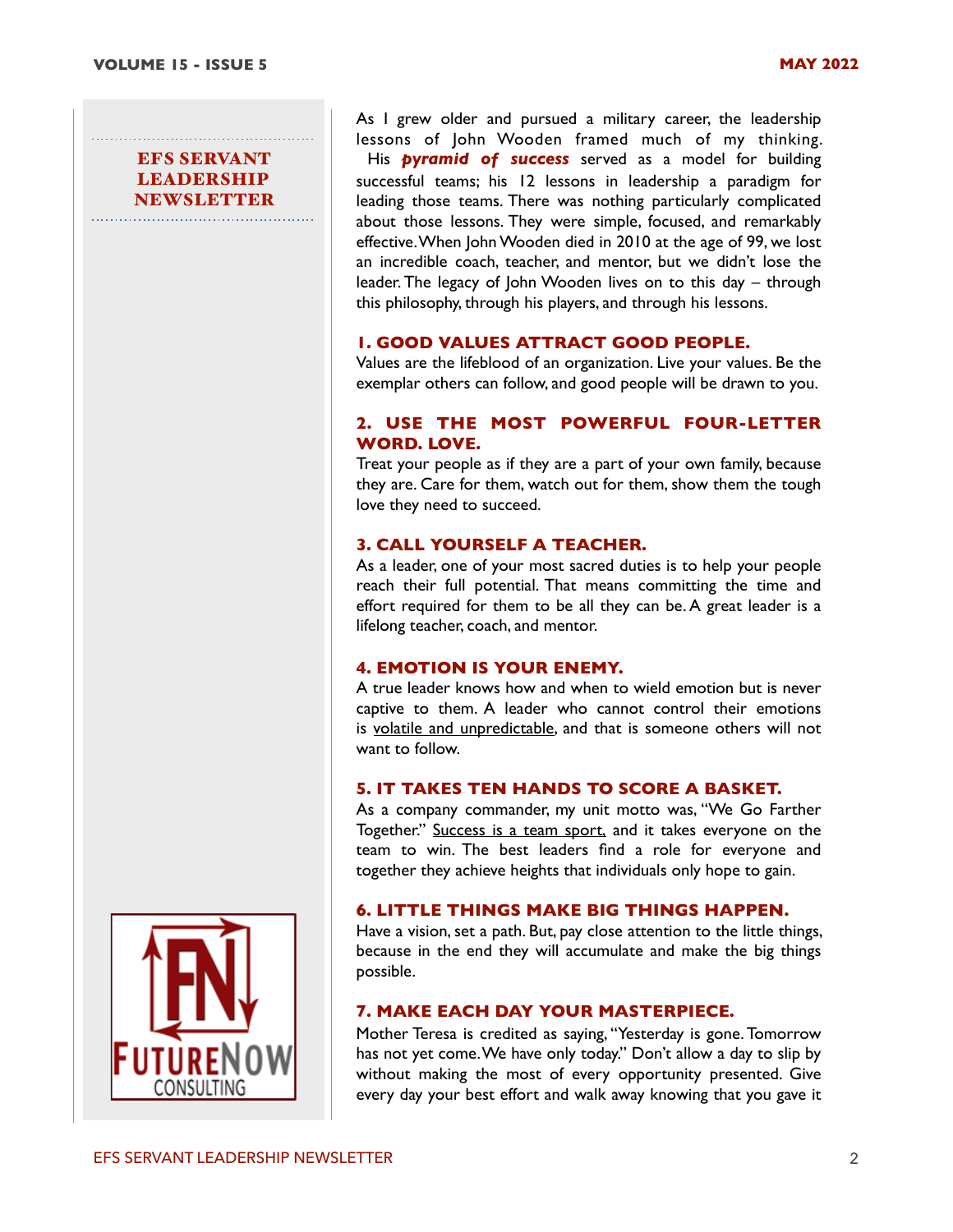**EFS SERVANT LEADERSHIP NEWSLETTER**

As I grew older and pursued a military career, the leadership lessons of John Wooden framed much of my thinking. His ***pyramid of success*** served as a model for building successful teams; his 12 lessons in leadership a paradigm for leading those teams. There was nothing particularly complicated about those lessons. They were simple, focused, and remarkably effective. When John Wooden died in 2010 at the age of 99, we lost an incredible coach, teacher, and mentor, but we didn't lose the leader. The legacy of John Wooden lives on to this day – through this philosophy, through his players, and through his lessons.

### 1. GOOD VALUES ATTRACT GOOD PEOPLE.

Values are the lifeblood of an organization. Live your values. Be the exemplar others can follow, and good people will be drawn to you.

### 2. USE THE MOST POWERFUL FOUR-LETTER WORD. LOVE.

Treat your people as if they are a part of your own family, because they are. Care for them, watch out for them, show them the tough love they need to succeed.

### 3. CALL YOURSELF A TEACHER.

As a leader, one of your most sacred duties is to help your people reach their full potential. That means committing the time and effort required for them to be all they can be. A great leader is a lifelong teacher, coach, and mentor.

### 4. EMOTION IS YOUR ENEMY.

A true leader knows how and when to wield emotion but is never captive to them. A leader who cannot control their emotions is volatile and unpredictable, and that is someone others will not want to follow.

### 5. IT TAKES TEN HANDS TO SCORE A BASKET.

As a company commander, my unit motto was, "We Go Farther Together." Success is a team sport, and it takes everyone on the team to win. The best leaders find a role for everyone and together they achieve heights that individuals only hope to gain.

### 6. LITTLE THINGS MAKE BIG THINGS HAPPEN.

Have a vision, set a path. But, pay close attention to the little things, because in the end they will accumulate and make the big things possible.

### 7. MAKE EACH DAY YOUR MASTERPIECE.

Mother Teresa is credited as saying, "Yesterday is gone. Tomorrow has not yet come. We have only today." Don't allow a day to slip by without making the most of every opportunity presented. Give every day your best effort and walk away knowing that you gave it

FUTURENOW CONSULTING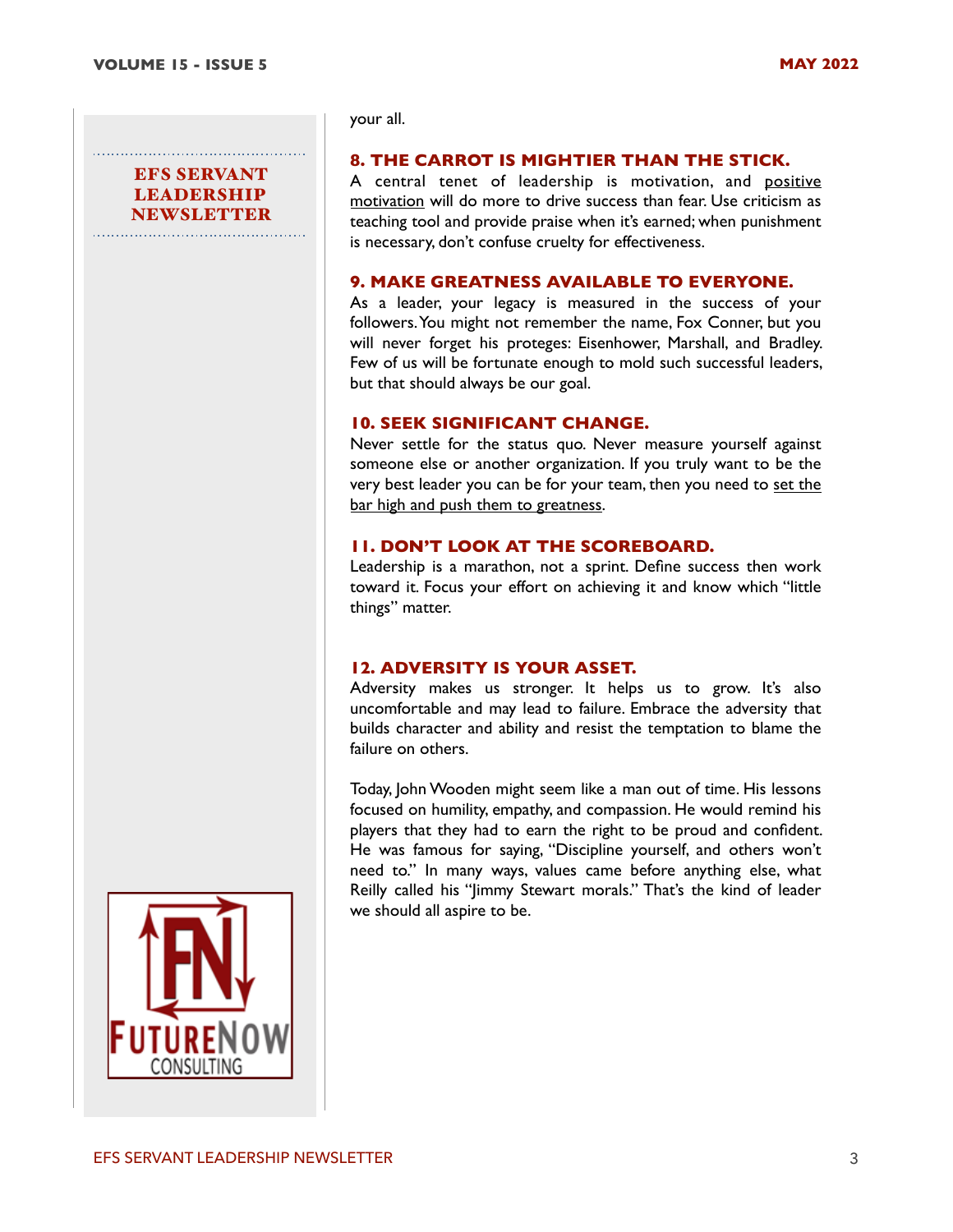your all.

### 8. THE CARROT IS MIGHTIER THAN THE STICK.

A central tenet of leadership is motivation, and positive motivation will do more to drive success than fear. Use criticism as teaching tool and provide praise when it's earned; when punishment is necessary, don't confuse cruelty for effectiveness.

### 9. MAKE GREATNESS AVAILABLE TO EVERYONE.

As a leader, your legacy is measured in the success of your followers. You might not remember the name, Fox Conner, but you will never forget his proteges: Eisenhower, Marshall, and Bradley. Few of us will be fortunate enough to mold such successful leaders, but that should always be our goal.

### 10. SEEK SIGNIFICANT CHANGE.

Never settle for the status quo. Never measure yourself against someone else or another organization. If you truly want to be the very best leader you can be for your team, then you need to set the bar high and push them to greatness.

### 11. DON'T LOOK AT THE SCOREBOARD.

Leadership is a marathon, not a sprint. Define success then work toward it. Focus your effort on achieving it and know which "little things" matter.

### 12. ADVERSITY IS YOUR ASSET.

Adversity makes us stronger. It helps us to grow. It's also uncomfortable and may lead to failure. Embrace the adversity that builds character and ability and resist the temptation to blame the failure on others.

Today, John Wooden might seem like a man out of time. His lessons focused on humility, empathy, and compassion. He would remind his players that they had to earn the right to be proud and confident. He was famous for saying, "Discipline yourself, and others won't need to." In many ways, values came before anything else, what Reilly called his "Jimmy Stewart morals." That's the kind of leader we should all aspire to be.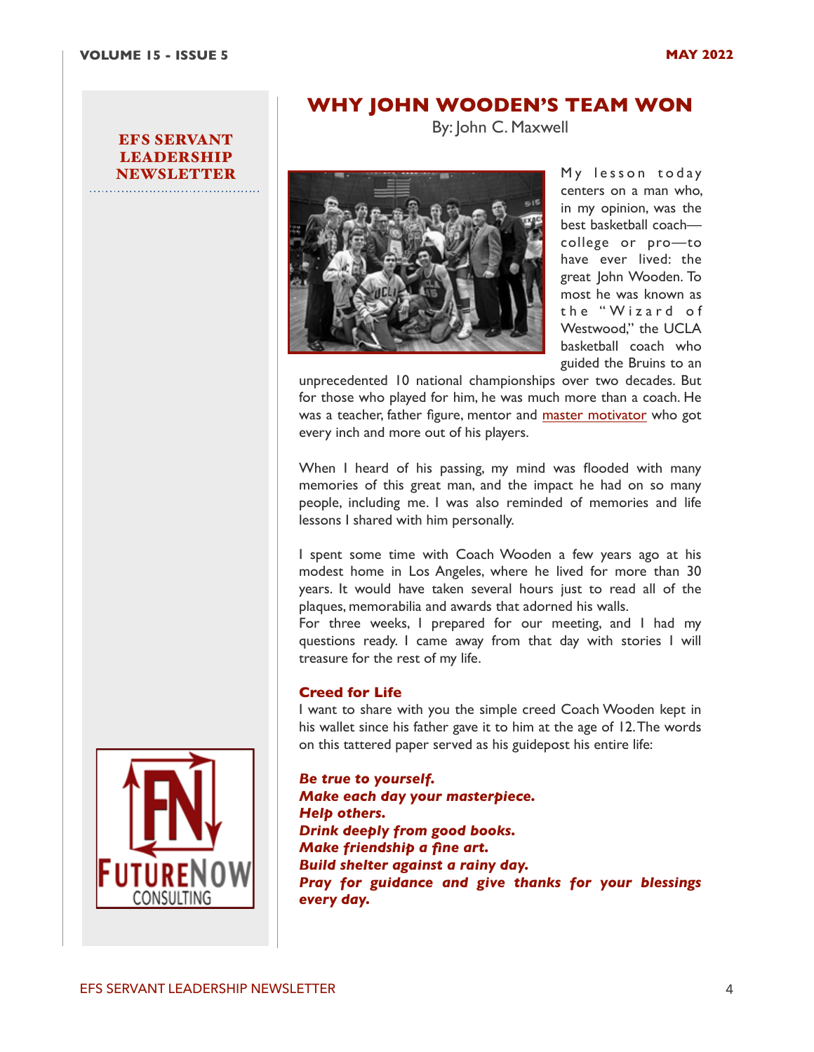EFS SERVANT LEADERSHIP NEWSLETTER

# WHY JOHN WOODEN'S TEAM WON

By: John C. Maxwell

My lesson today centers on a man who, in my opinion, was the best basketball coach—college or pro—to have ever lived: the great John Wooden. To most he was known as the "Wizard of Westwood," the UCLA basketball coach who guided the Bruins to an unprecedented 10 national championships over two decades. But for those who played for him, he was much more than a coach. He was a teacher, father figure, mentor and master motivator who got every inch and more out of his players.

When I heard of his passing, my mind was flooded with many memories of this great man, and the impact he had on so many people, including me. I was also reminded of memories and life lessons I shared with him personally.

I spent some time with Coach Wooden a few years ago at his modest home in Los Angeles, where he lived for more than 30 years. It would have taken several hours just to read all of the plaques, memorabilia and awards that adorned his walls.

For three weeks, I prepared for our meeting, and I had my questions ready. I came away from that day with stories I will treasure for the rest of my life.

## Creed for Life

I want to share with you the simple creed Coach Wooden kept in his wallet since his father gave it to him at the age of 12. The words on this tattered paper served as his guidepost his entire life:

***Be true to yourself.***
***Make each day your masterpiece.***
***Help others.***
***Drink deeply from good books.***
***Make friendship a fine art.***
***Build shelter against a rainy day.***
***Pray for guidance and give thanks for your blessings every day.***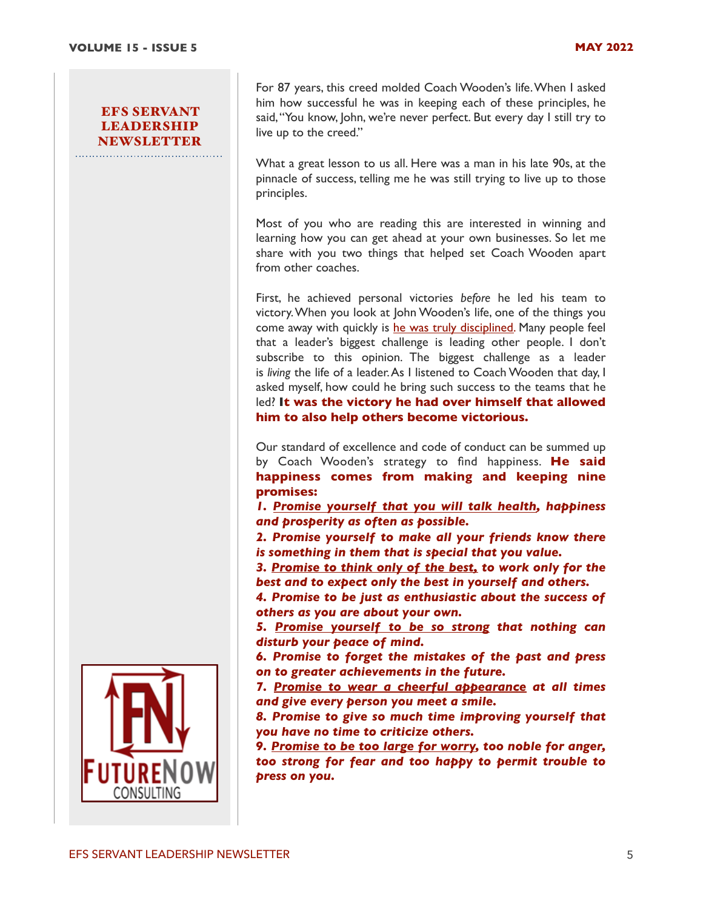**EFS SERVANT LEADERSHIP NEWSLETTER**

For 87 years, this creed molded Coach Wooden's life. When I asked him how successful he was in keeping each of these principles, he said, "You know, John, we're never perfect. But every day I still try to live up to the creed."

What a great lesson to us all. Here was a man in his late 90s, at the pinnacle of success, telling me he was still trying to live up to those principles.

Most of you who are reading this are interested in winning and learning how you can get ahead at your own businesses. So let me share with you two things that helped set Coach Wooden apart from other coaches.

First, he achieved personal victories *before* he led his team to victory. When you look at John Wooden's life, one of the things you come away with quickly is he was truly disciplined. Many people feel that a leader's biggest challenge is leading other people. I don't subscribe to this opinion. The biggest challenge as a leader is *living* the life of a leader. As I listened to Coach Wooden that day, I asked myself, how could he bring such success to the teams that he led? **It was the victory he had over himself that allowed him to also help others become victorious.**

Our standard of excellence and code of conduct can be summed up by Coach Wooden's strategy to find happiness. **He said happiness comes from making and keeping nine promises:**

***1. Promise yourself that you will talk health, happiness and prosperity as often as possible.***

***2. Promise yourself to make all your friends know there is something in them that is special that you value.***

***3. Promise to think only of the best, to work only for the best and to expect only the best in yourself and others.***

***4. Promise to be just as enthusiastic about the success of others as you are about your own.***

***5. Promise yourself to be so strong that nothing can disturb your peace of mind.***

***6. Promise to forget the mistakes of the past and press on to greater achievements in the future.***

***7. Promise to wear a cheerful appearance at all times and give every person you meet a smile.***

***8. Promise to give so much time improving yourself that you have no time to criticize others.***

***9. Promise to be too large for worry, too noble for anger, too strong for fear and too happy to permit trouble to press on you.***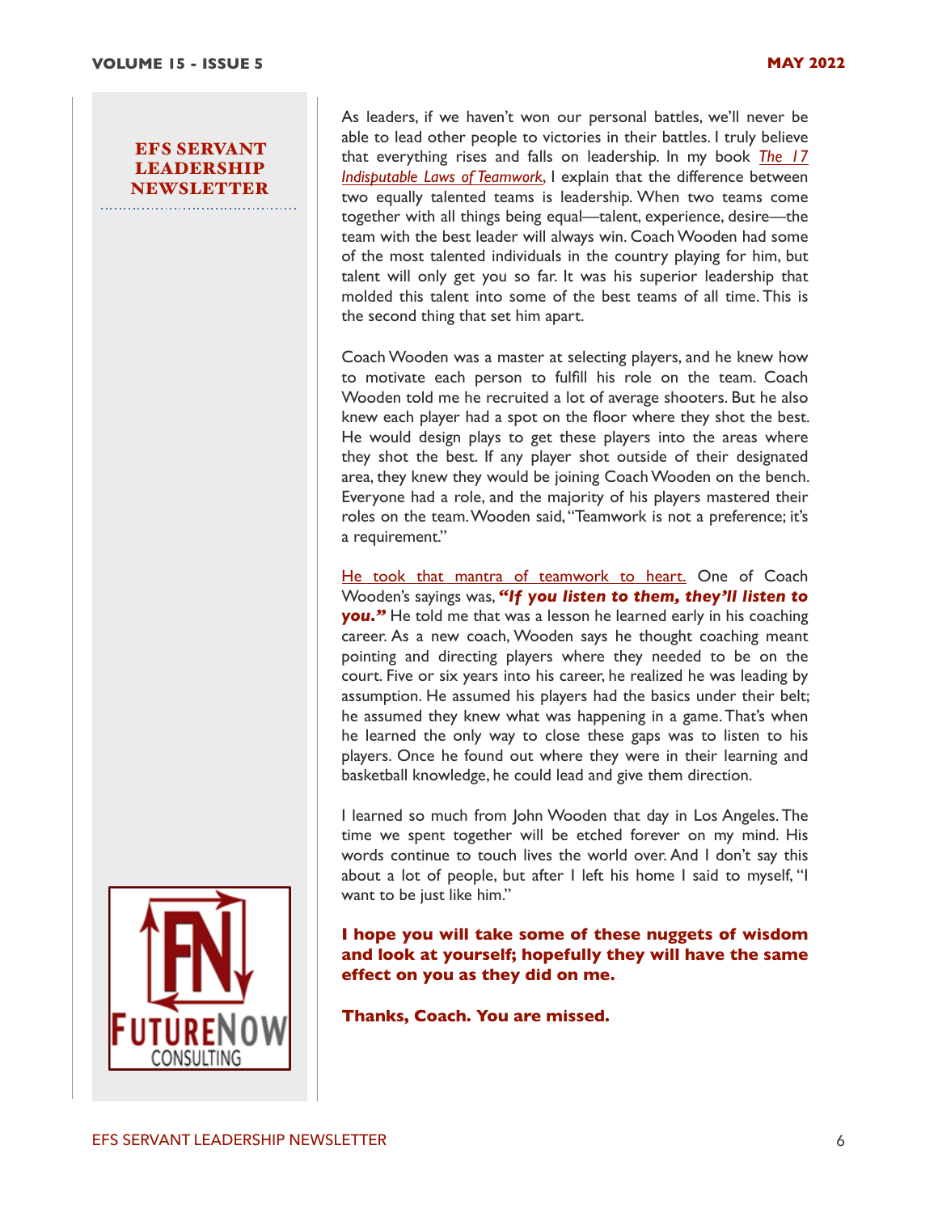As leaders, if we haven't won our personal battles, we'll never be able to lead other people to victories in their battles. I truly believe that everything rises and falls on leadership. In my book *The 17 Indisputable Laws of Teamwork*, I explain that the difference between two equally talented teams is leadership. When two teams come together with all things being equal—talent, experience, desire—the team with the best leader will always win. Coach Wooden had some of the most talented individuals in the country playing for him, but talent will only get you so far. It was his superior leadership that molded this talent into some of the best teams of all time. This is the second thing that set him apart.

Coach Wooden was a master at selecting players, and he knew how to motivate each person to fulfill his role on the team. Coach Wooden told me he recruited a lot of average shooters. But he also knew each player had a spot on the floor where they shot the best. He would design plays to get these players into the areas where they shot the best. If any player shot outside of their designated area, they knew they would be joining Coach Wooden on the bench. Everyone had a role, and the majority of his players mastered their roles on the team. Wooden said, "Teamwork is not a preference; it's a requirement."

He took that mantra of teamwork to heart. One of Coach Wooden's sayings was, ***"If you listen to them, they'll listen to you."*** He told me that was a lesson he learned early in his coaching career. As a new coach, Wooden says he thought coaching meant pointing and directing players where they needed to be on the court. Five or six years into his career, he realized he was leading by assumption. He assumed his players had the basics under their belt; he assumed they knew what was happening in a game. That's when he learned the only way to close these gaps was to listen to his players. Once he found out where they were in their learning and basketball knowledge, he could lead and give them direction.

I learned so much from John Wooden that day in Los Angeles. The time we spent together will be etched forever on my mind. His words continue to touch lives the world over. And I don't say this about a lot of people, but after I left his home I said to myself, "I want to be just like him."

**I hope you will take some of these nuggets of wisdom and look at yourself; hopefully they will have the same effect on you as they did on me.**

**Thanks, Coach. You are missed.**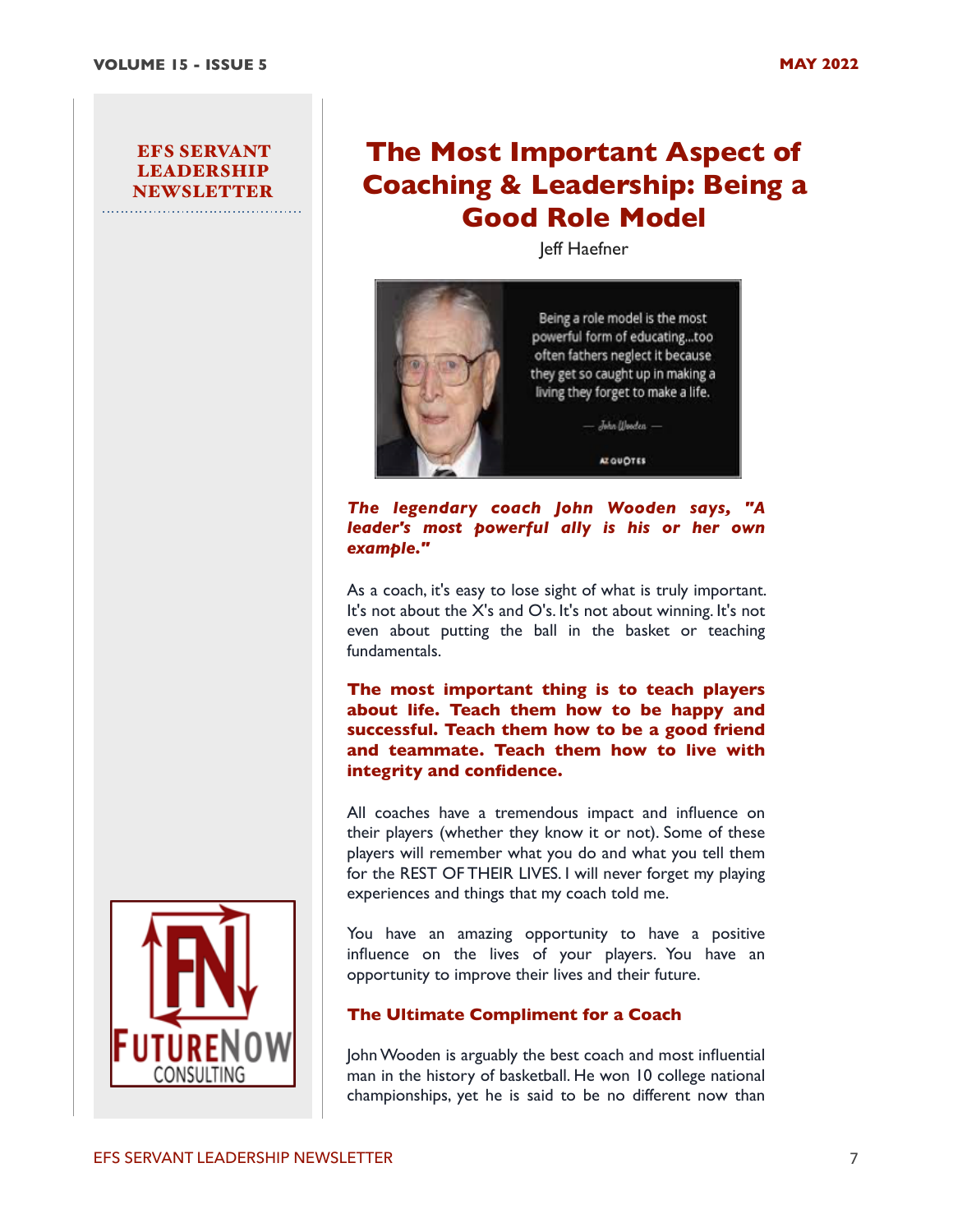# The Most Important Aspect of Coaching & Leadership: Being a Good Role Model

Jeff Haefner

***The legendary coach John Wooden says, "A leader's most powerful ally is his or her own example."***

As a coach, it's easy to lose sight of what is truly important. It's not about the X's and O's. It's not about winning. It's not even about putting the ball in the basket or teaching fundamentals.

**The most important thing is to teach players about life. Teach them how to be happy and successful. Teach them how to be a good friend and teammate. Teach them how to live with integrity and confidence.**

All coaches have a tremendous impact and influence on their players (whether they know it or not). Some of these players will remember what you do and what you tell them for the REST OF THEIR LIVES. I will never forget my playing experiences and things that my coach told me.

You have an amazing opportunity to have a positive influence on the lives of your players. You have an opportunity to improve their lives and their future.

### The Ultimate Compliment for a Coach

John Wooden is arguably the best coach and most influential man in the history of basketball. He won 10 college national championships, yet he is said to be no different now than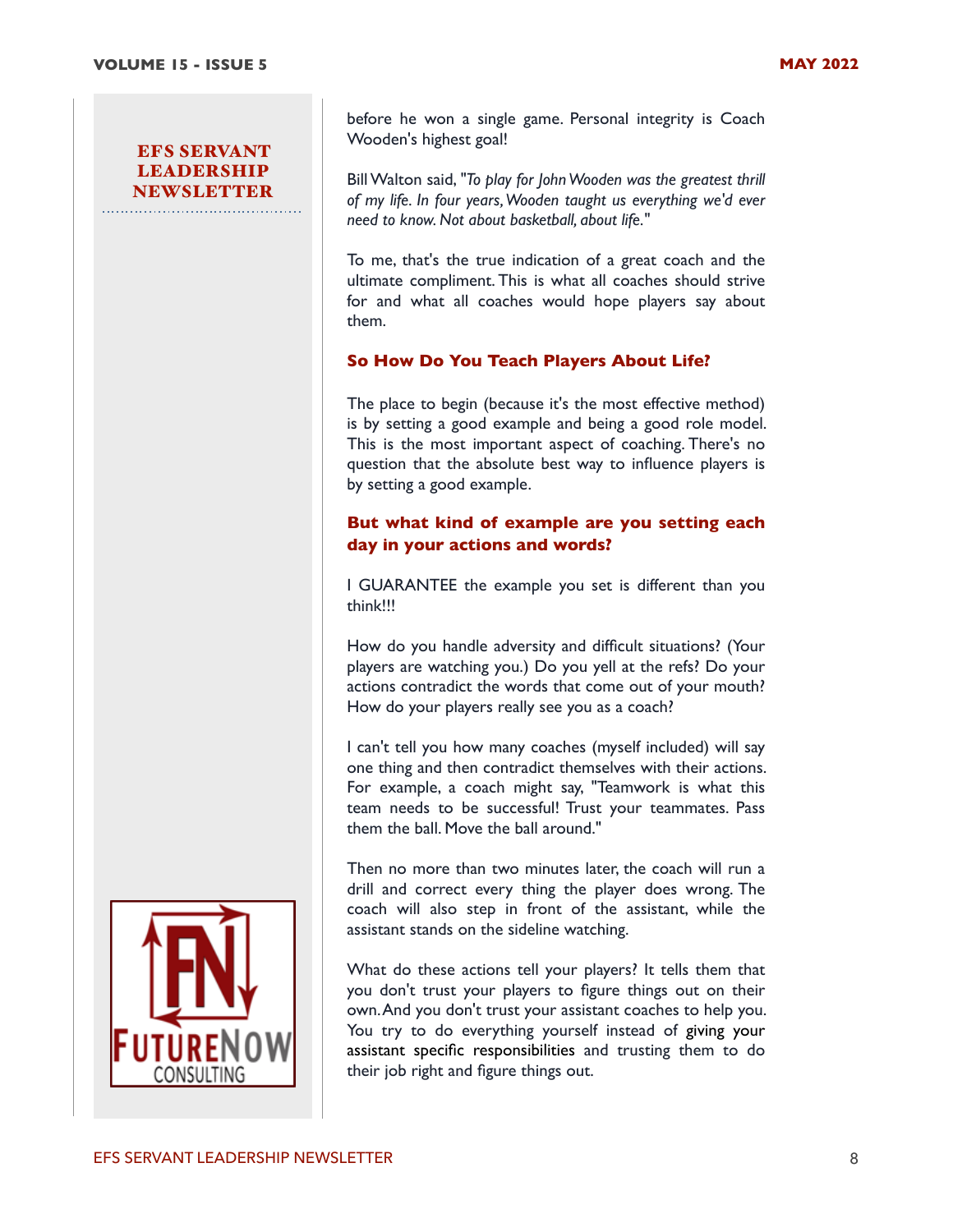before he won a single game. Personal integrity is Coach Wooden's highest goal!

Bill Walton said, "*To play for John Wooden was the greatest thrill of my life. In four years, Wooden taught us everything we'd ever need to know. Not about basketball, about life.*"

To me, that's the true indication of a great coach and the ultimate compliment. This is what all coaches should strive for and what all coaches would hope players say about them.

### So How Do You Teach Players About Life?

The place to begin (because it's the most effective method) is by setting a good example and being a good role model. This is the most important aspect of coaching. There's no question that the absolute best way to influence players is by setting a good example.

### But what kind of example are you setting each day in your actions and words?

I GUARANTEE the example you set is different than you think!!!

How do you handle adversity and difficult situations? (Your players are watching you.) Do you yell at the refs? Do your actions contradict the words that come out of your mouth? How do your players really see you as a coach?

I can't tell you how many coaches (myself included) will say one thing and then contradict themselves with their actions. For example, a coach might say, "Teamwork is what this team needs to be successful! Trust your teammates. Pass them the ball. Move the ball around."

Then no more than two minutes later, the coach will run a drill and correct every thing the player does wrong. The coach will also step in front of the assistant, while the assistant stands on the sideline watching.

What do these actions tell your players? It tells them that you don't trust your players to figure things out on their own. And you don't trust your assistant coaches to help you. You try to do everything yourself instead of giving your assistant specific responsibilities and trusting them to do their job right and figure things out.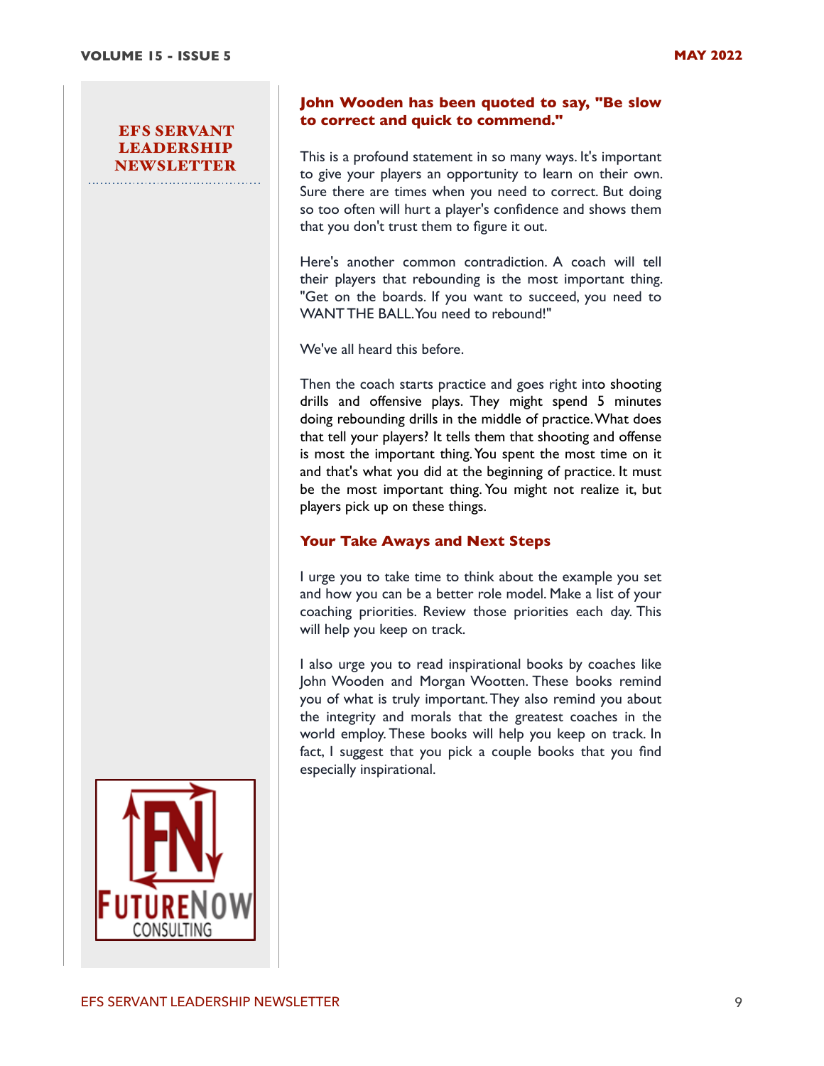EFS SERVANT LEADERSHIP NEWSLETTER

**John Wooden has been quoted to say, "Be slow to correct and quick to commend."**

This is a profound statement in so many ways. It's important to give your players an opportunity to learn on their own. Sure there are times when you need to correct. But doing so too often will hurt a player's confidence and shows them that you don't trust them to figure it out.

Here's another common contradiction. A coach will tell their players that rebounding is the most important thing. "Get on the boards. If you want to succeed, you need to WANT THE BALL. You need to rebound!"

We've all heard this before.

Then the coach starts practice and goes right into shooting drills and offensive plays. They might spend 5 minutes doing rebounding drills in the middle of practice. What does that tell your players? It tells them that shooting and offense is most the important thing. You spent the most time on it and that's what you did at the beginning of practice. It must be the most important thing. You might not realize it, but players pick up on these things.

## Your Take Aways and Next Steps

I urge you to take time to think about the example you set and how you can be a better role model. Make a list of your coaching priorities. Review those priorities each day. This will help you keep on track.

I also urge you to read inspirational books by coaches like John Wooden and Morgan Wootten. These books remind you of what is truly important. They also remind you about the integrity and morals that the greatest coaches in the world employ. These books will help you keep on track. In fact, I suggest that you pick a couple books that you find especially inspirational.

FN FUTURENOW CONSULTING